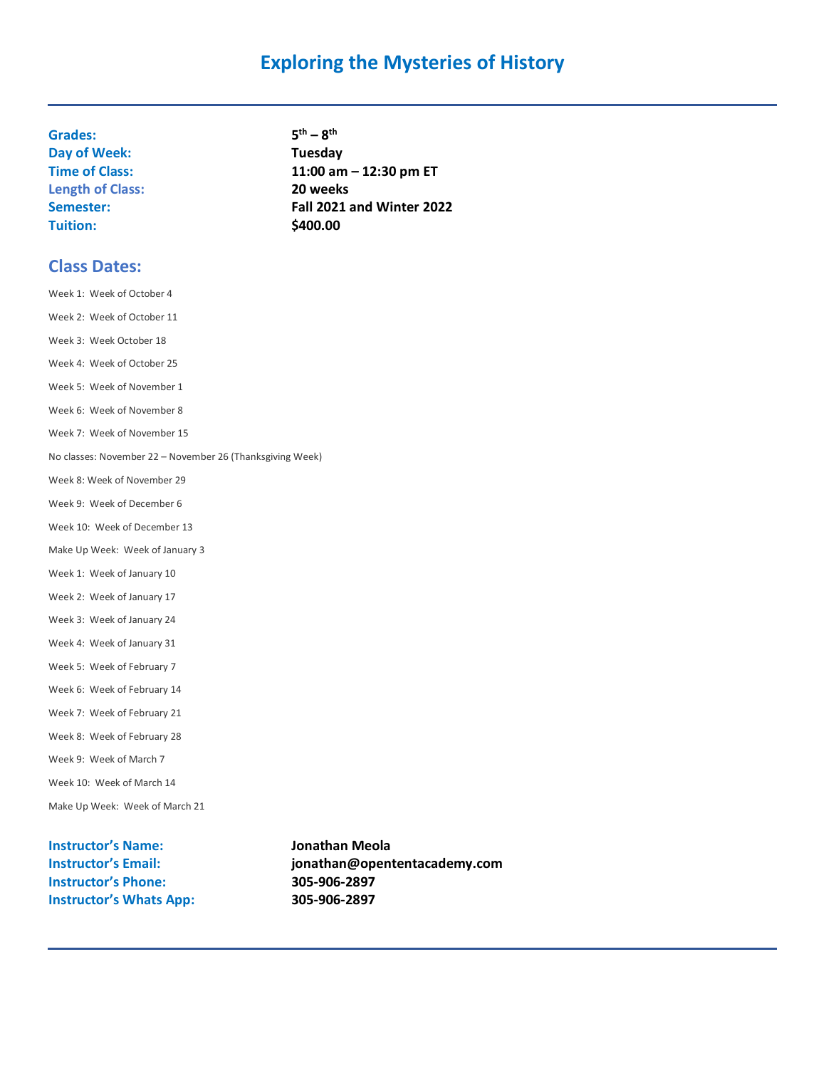# Exploring the Mysteries of History

**Grades:** 5th – 8th
**Day of Week:** Tuesday
**Time of Class:** 11:00 am – 12:30 pm ET
**Length of Class:** 20 weeks
**Semester:** Fall 2021 and Winter 2022
**Tuition:** $400.00

## Class Dates:

Week 1: Week of October 4

Week 2: Week of October 11

Week 3: Week October 18

Week 4: Week of October 25

Week 5: Week of November 1

Week 6: Week of November 8

Week 7: Week of November 15

No classes: November 22 – November 26 (Thanksgiving Week)

Week 8: Week of November 29

Week 9: Week of December 6

Week 10: Week of December 13

Make Up Week: Week of January 3

Week 1: Week of January 10

Week 2: Week of January 17

Week 3: Week of January 24

Week 4: Week of January 31

Week 5: Week of February 7

Week 6: Week of February 14

Week 7: Week of February 21

Week 8: Week of February 28

Week 9: Week of March 7

Week 10: Week of March 14

Make Up Week: Week of March 21

**Instructor's Name:** Jonathan Meola
**Instructor's Email:** jonathan@opententacademy.com
**Instructor's Phone:** 305-906-2897
**Instructor's Whats App:** 305-906-2897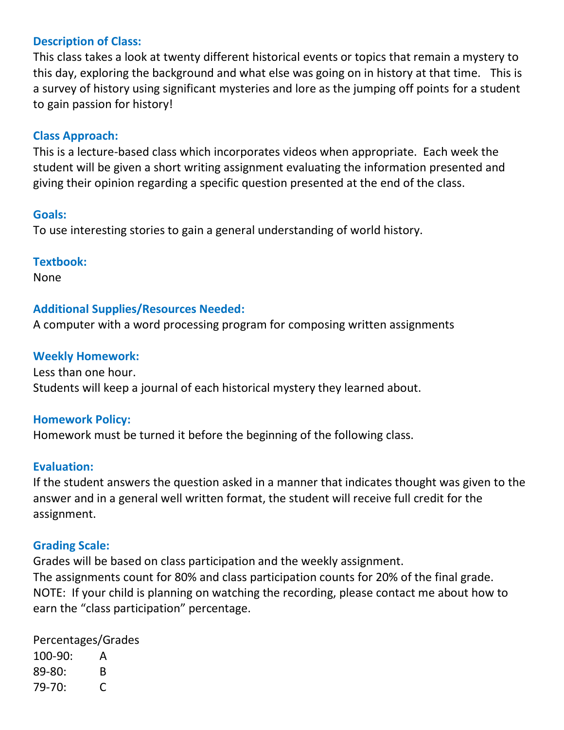### Description of Class:

This class takes a look at twenty different historical events or topics that remain a mystery to this day, exploring the background and what else was going on in history at that time. This is a survey of history using significant mysteries and lore as the jumping off points for a student to gain passion for history!

### Class Approach:

This is a lecture-based class which incorporates videos when appropriate. Each week the student will be given a short writing assignment evaluating the information presented and giving their opinion regarding a specific question presented at the end of the class.

### Goals:

To use interesting stories to gain a general understanding of world history.

### Textbook:

None

### Additional Supplies/Resources Needed:

A computer with a word processing program for composing written assignments

### Weekly Homework:

Less than one hour.
Students will keep a journal of each historical mystery they learned about.

### Homework Policy:

Homework must be turned it before the beginning of the following class.

### Evaluation:

If the student answers the question asked in a manner that indicates thought was given to the answer and in a general well written format, the student will receive full credit for the assignment.

### Grading Scale:

Grades will be based on class participation and the weekly assignment.
The assignments count for 80% and class participation counts for 20% of the final grade.
NOTE: If your child is planning on watching the recording, please contact me about how to earn the "class participation" percentage.

Percentages/Grades
100-90: A
89-80: B
79-70: C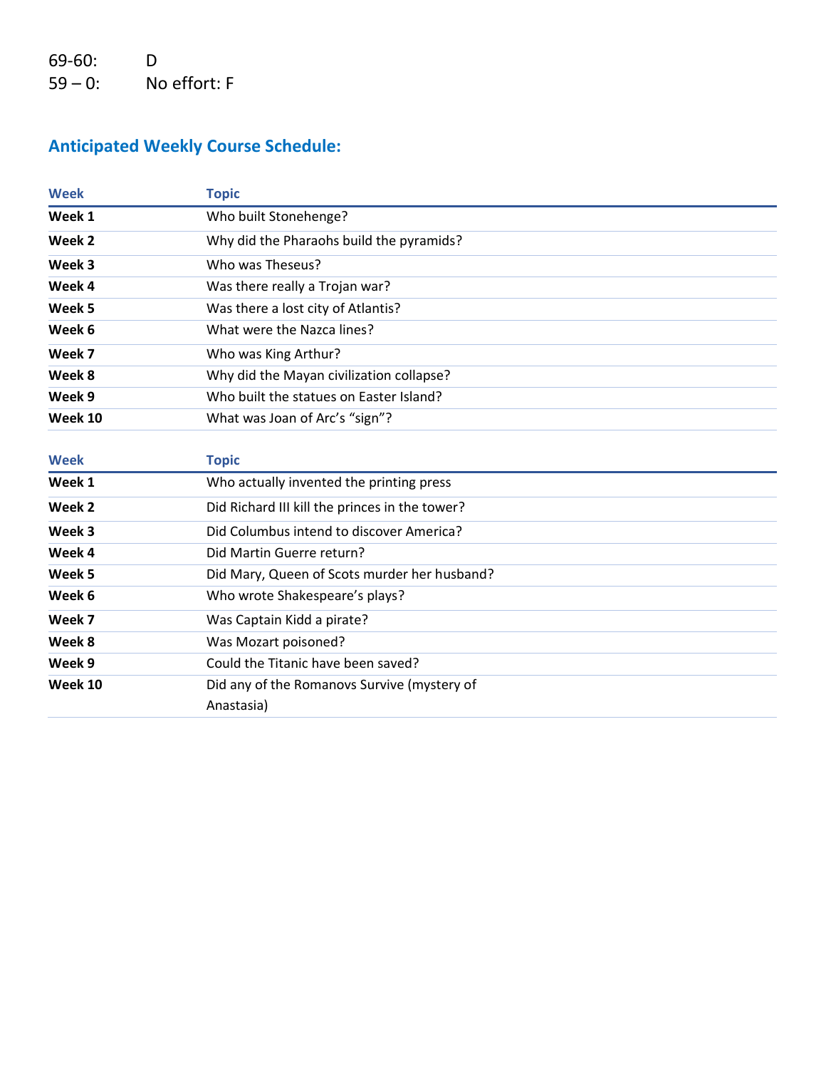69-60: D
59 – 0: No effort: F

## Anticipated Weekly Course Schedule:

| Week | Topic |
|---|---|
| **Week 1** | Who built Stonehenge? |
| **Week 2** | Why did the Pharaohs build the pyramids? |
| **Week 3** | Who was Theseus? |
| **Week 4** | Was there really a Trojan war? |
| **Week 5** | Was there a lost city of Atlantis? |
| **Week 6** | What were the Nazca lines? |
| **Week 7** | Who was King Arthur? |
| **Week 8** | Why did the Mayan civilization collapse? |
| **Week 9** | Who built the statues on Easter Island? |
| **Week 10** | What was Joan of Arc's "sign"? |

| Week | Topic |
|---|---|
| **Week 1** | Who actually invented the printing press |
| **Week 2** | Did Richard III kill the princes in the tower? |
| **Week 3** | Did Columbus intend to discover America? |
| **Week 4** | Did Martin Guerre return? |
| **Week 5** | Did Mary, Queen of Scots murder her husband? |
| **Week 6** | Who wrote Shakespeare's plays? |
| **Week 7** | Was Captain Kidd a pirate? |
| **Week 8** | Was Mozart poisoned? |
| **Week 9** | Could the Titanic have been saved? |
| **Week 10** | Did any of the Romanovs Survive (mystery of Anastasia) |